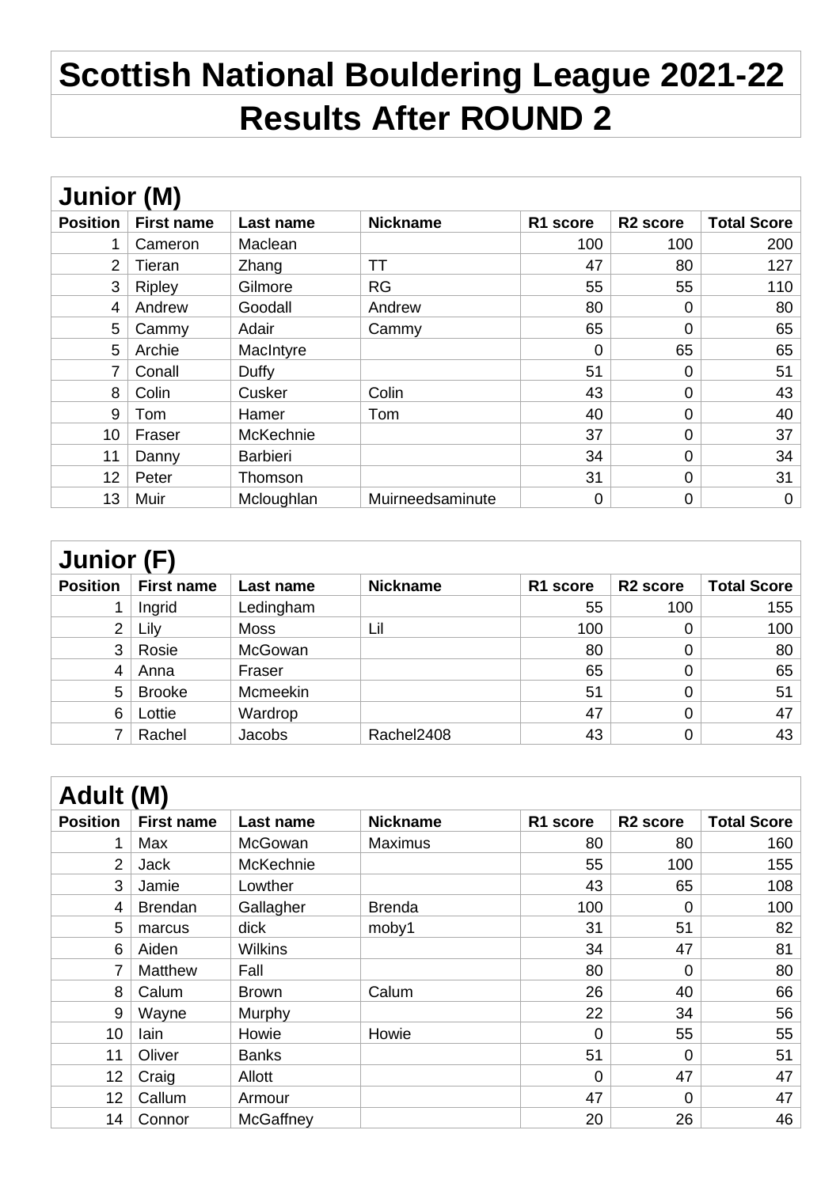# Scottish National Bouldering League 2021-22
# Results After ROUND 2

## Junior (M)

| Position | First name | Last name | Nickname | R1 score | R2 score | Total Score |
|---|---|---|---|---|---|---|
| 1 | Cameron | Maclean | | 100 | 100 | 200 |
| 2 | Tieran | Zhang | TT | 47 | 80 | 127 |
| 3 | Ripley | Gilmore | RG | 55 | 55 | 110 |
| 4 | Andrew | Goodall | Andrew | 80 | 0 | 80 |
| 5 | Cammy | Adair | Cammy | 65 | 0 | 65 |
| 5 | Archie | MacIntyre | | 0 | 65 | 65 |
| 7 | Conall | Duffy | | 51 | 0 | 51 |
| 8 | Colin | Cusker | Colin | 43 | 0 | 43 |
| 9 | Tom | Hamer | Tom | 40 | 0 | 40 |
| 10 | Fraser | McKechnie | | 37 | 0 | 37 |
| 11 | Danny | Barbieri | | 34 | 0 | 34 |
| 12 | Peter | Thomson | | 31 | 0 | 31 |
| 13 | Muir | Mcloughlan | Muirneedsaminute | 0 | 0 | 0 |

## Junior (F)

| Position | First name | Last name | Nickname | R1 score | R2 score | Total Score |
|---|---|---|---|---|---|---|
| 1 | Ingrid | Ledingham | | 55 | 100 | 155 |
| 2 | Lily | Moss | Lil | 100 | 0 | 100 |
| 3 | Rosie | McGowan | | 80 | 0 | 80 |
| 4 | Anna | Fraser | | 65 | 0 | 65 |
| 5 | Brooke | Mcmeekin | | 51 | 0 | 51 |
| 6 | Lottie | Wardrop | | 47 | 0 | 47 |
| 7 | Rachel | Jacobs | Rachel2408 | 43 | 0 | 43 |

## Adult (M)

| Position | First name | Last name | Nickname | R1 score | R2 score | Total Score |
|---|---|---|---|---|---|---|
| 1 | Max | McGowan | Maximus | 80 | 80 | 160 |
| 2 | Jack | McKechnie | | 55 | 100 | 155 |
| 3 | Jamie | Lowther | | 43 | 65 | 108 |
| 4 | Brendan | Gallagher | Brenda | 100 | 0 | 100 |
| 5 | marcus | dick | moby1 | 31 | 51 | 82 |
| 6 | Aiden | Wilkins | | 34 | 47 | 81 |
| 7 | Matthew | Fall | | 80 | 0 | 80 |
| 8 | Calum | Brown | Calum | 26 | 40 | 66 |
| 9 | Wayne | Murphy | | 22 | 34 | 56 |
| 10 | Iain | Howie | Howie | 0 | 55 | 55 |
| 11 | Oliver | Banks | | 51 | 0 | 51 |
| 12 | Craig | Allott | | 0 | 47 | 47 |
| 12 | Callum | Armour | | 47 | 0 | 47 |
| 14 | Connor | McGaffney | | 20 | 26 | 46 |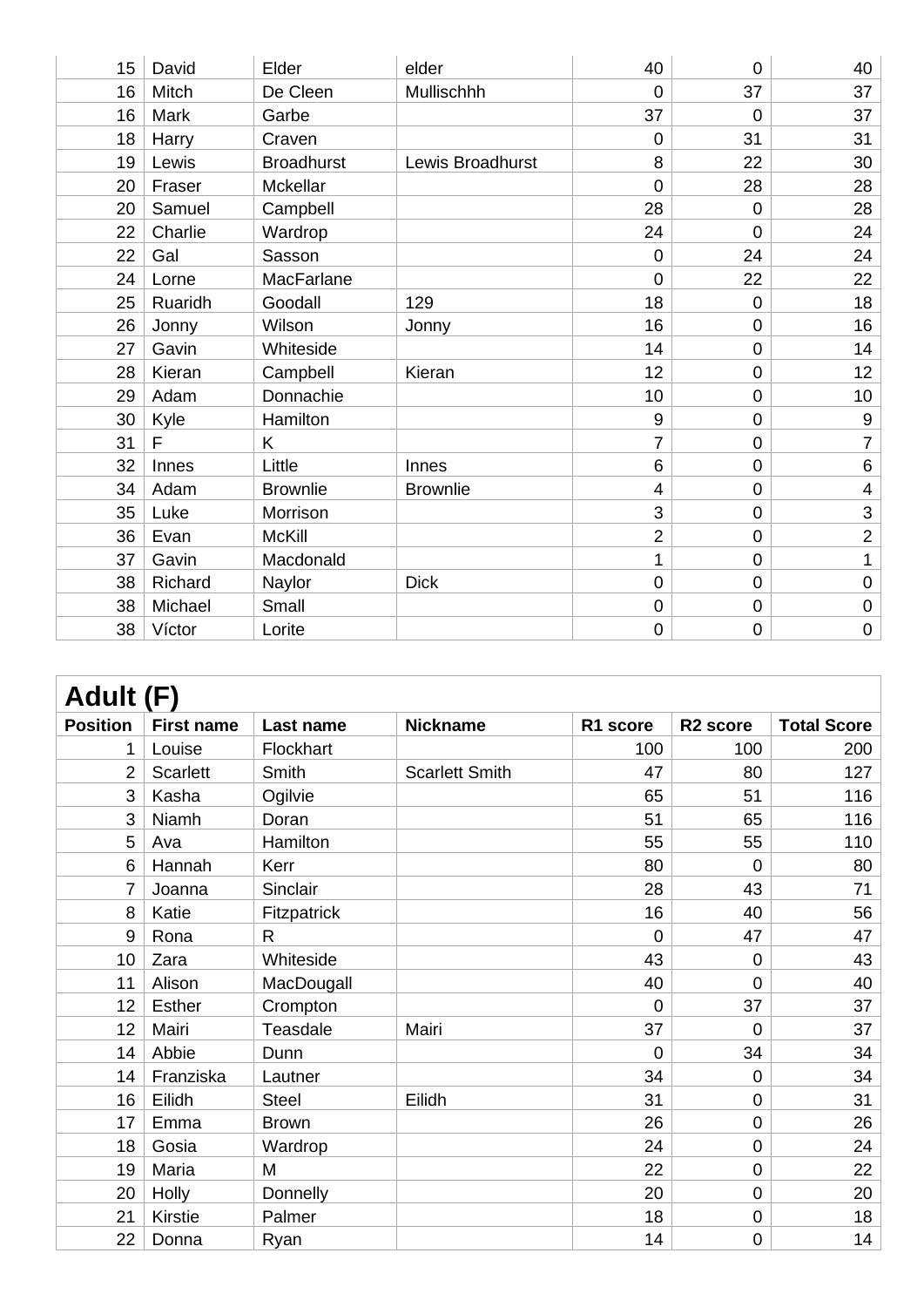| | | | | | | |
|---|---|---|---|---|---|---|
| 15 | David | Elder | elder | 40 | 0 | 40 |
| 16 | Mitch | De Cleen | Mullischhh | 0 | 37 | 37 |
| 16 | Mark | Garbe | | 37 | 0 | 37 |
| 18 | Harry | Craven | | 0 | 31 | 31 |
| 19 | Lewis | Broadhurst | Lewis Broadhurst | 8 | 22 | 30 |
| 20 | Fraser | Mckellar | | 0 | 28 | 28 |
| 20 | Samuel | Campbell | | 28 | 0 | 28 |
| 22 | Charlie | Wardrop | | 24 | 0 | 24 |
| 22 | Gal | Sasson | | 0 | 24 | 24 |
| 24 | Lorne | MacFarlane | | 0 | 22 | 22 |
| 25 | Ruaridh | Goodall | 129 | 18 | 0 | 18 |
| 26 | Jonny | Wilson | Jonny | 16 | 0 | 16 |
| 27 | Gavin | Whiteside | | 14 | 0 | 14 |
| 28 | Kieran | Campbell | Kieran | 12 | 0 | 12 |
| 29 | Adam | Donnachie | | 10 | 0 | 10 |
| 30 | Kyle | Hamilton | | 9 | 0 | 9 |
| 31 | F | K | | 7 | 0 | 7 |
| 32 | Innes | Little | Innes | 6 | 0 | 6 |
| 34 | Adam | Brownlie | Brownlie | 4 | 0 | 4 |
| 35 | Luke | Morrison | | 3 | 0 | 3 |
| 36 | Evan | McKill | | 2 | 0 | 2 |
| 37 | Gavin | Macdonald | | 1 | 0 | 1 |
| 38 | Richard | Naylor | Dick | 0 | 0 | 0 |
| 38 | Michael | Small | | 0 | 0 | 0 |
| 38 | Víctor | Lorite | | 0 | 0 | 0 |

## Adult (F)

| Position | First name | Last name | Nickname | R1 score | R2 score | Total Score |
|---|---|---|---|---|---|---|
| 1 | Louise | Flockhart | | 100 | 100 | 200 |
| 2 | Scarlett | Smith | Scarlett Smith | 47 | 80 | 127 |
| 3 | Kasha | Ogilvie | | 65 | 51 | 116 |
| 3 | Niamh | Doran | | 51 | 65 | 116 |
| 5 | Ava | Hamilton | | 55 | 55 | 110 |
| 6 | Hannah | Kerr | | 80 | 0 | 80 |
| 7 | Joanna | Sinclair | | 28 | 43 | 71 |
| 8 | Katie | Fitzpatrick | | 16 | 40 | 56 |
| 9 | Rona | R | | 0 | 47 | 47 |
| 10 | Zara | Whiteside | | 43 | 0 | 43 |
| 11 | Alison | MacDougall | | 40 | 0 | 40 |
| 12 | Esther | Crompton | | 0 | 37 | 37 |
| 12 | Mairi | Teasdale | Mairi | 37 | 0 | 37 |
| 14 | Abbie | Dunn | | 0 | 34 | 34 |
| 14 | Franziska | Lautner | | 34 | 0 | 34 |
| 16 | Eilidh | Steel | Eilidh | 31 | 0 | 31 |
| 17 | Emma | Brown | | 26 | 0 | 26 |
| 18 | Gosia | Wardrop | | 24 | 0 | 24 |
| 19 | Maria | M | | 22 | 0 | 22 |
| 20 | Holly | Donnelly | | 20 | 0 | 20 |
| 21 | Kirstie | Palmer | | 18 | 0 | 18 |
| 22 | Donna | Ryan | | 14 | 0 | 14 |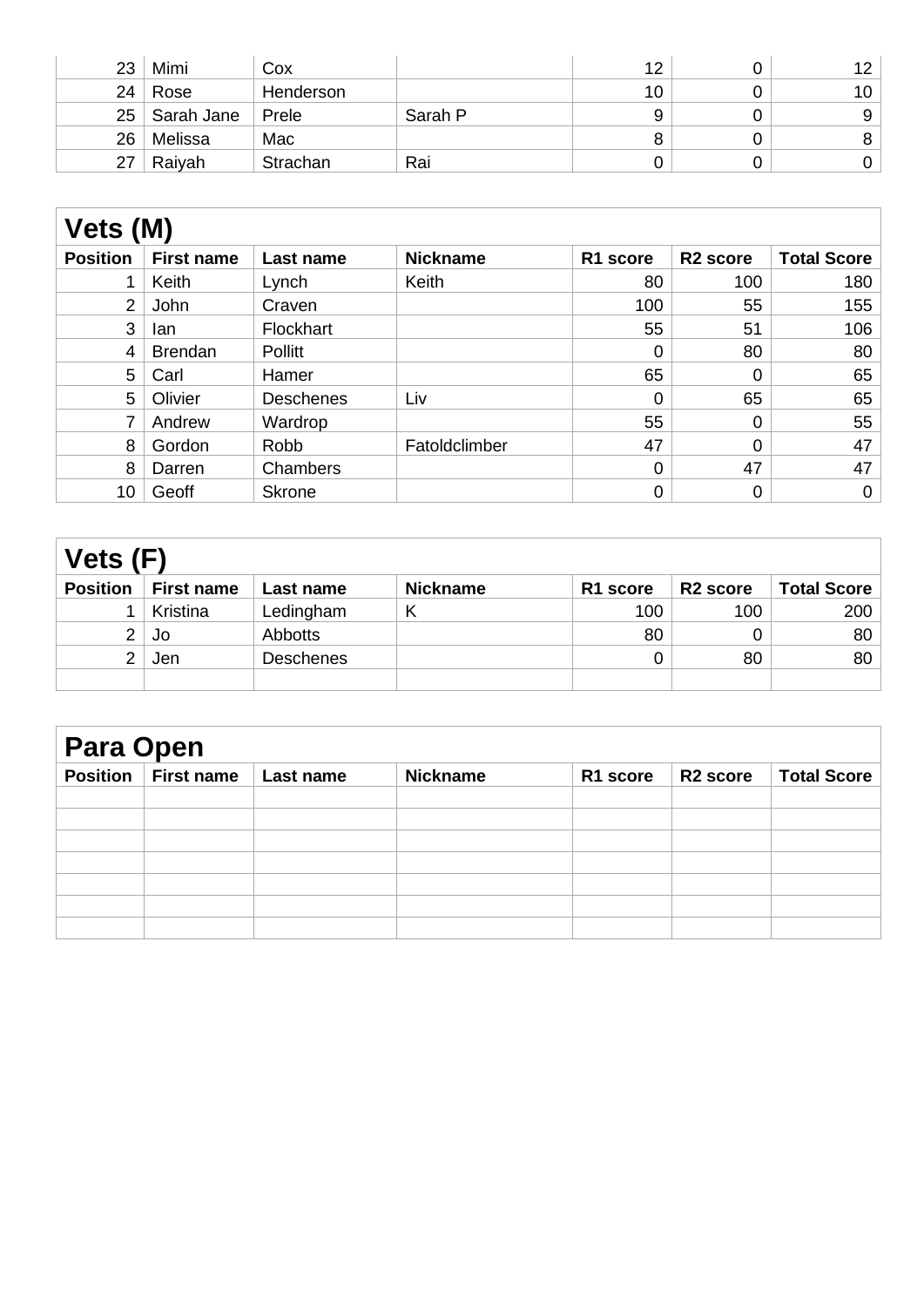| | | | | | | |
|---|---|---|---|---|---|---|
| 23 | Mimi | Cox | | 12 | 0 | 12 |
| 24 | Rose | Henderson | | 10 | 0 | 10 |
| 25 | Sarah Jane | Prele | Sarah P | 9 | 0 | 9 |
| 26 | Melissa | Mac | | 8 | 0 | 8 |
| 27 | Raiyah | Strachan | Rai | 0 | 0 | 0 |

## Vets (M)

| Position | First name | Last name | Nickname | R1 score | R2 score | Total Score |
|---|---|---|---|---|---|---|
| 1 | Keith | Lynch | Keith | 80 | 100 | 180 |
| 2 | John | Craven | | 100 | 55 | 155 |
| 3 | Ian | Flockhart | | 55 | 51 | 106 |
| 4 | Brendan | Pollitt | | 0 | 80 | 80 |
| 5 | Carl | Hamer | | 65 | 0 | 65 |
| 5 | Olivier | Deschenes | Liv | 0 | 65 | 65 |
| 7 | Andrew | Wardrop | | 55 | 0 | 55 |
| 8 | Gordon | Robb | Fatoldclimber | 47 | 0 | 47 |
| 8 | Darren | Chambers | | 0 | 47 | 47 |
| 10 | Geoff | Skrone | | 0 | 0 | 0 |

## Vets (F)

| Position | First name | Last name | Nickname | R1 score | R2 score | Total Score |
|---|---|---|---|---|---|---|
| 1 | Kristina | Ledingham | K | 100 | 100 | 200 |
| 2 | Jo | Abbotts | | 80 | 0 | 80 |
| 2 | Jen | Deschenes | | 0 | 80 | 80 |
| | | | | | | |

## Para Open

| Position | First name | Last name | Nickname | R1 score | R2 score | Total Score |
|---|---|---|---|---|---|---|
| | | | | | | |
| | | | | | | |
| | | | | | | |
| | | | | | | |
| | | | | | | |
| | | | | | | |
| | | | | | | |